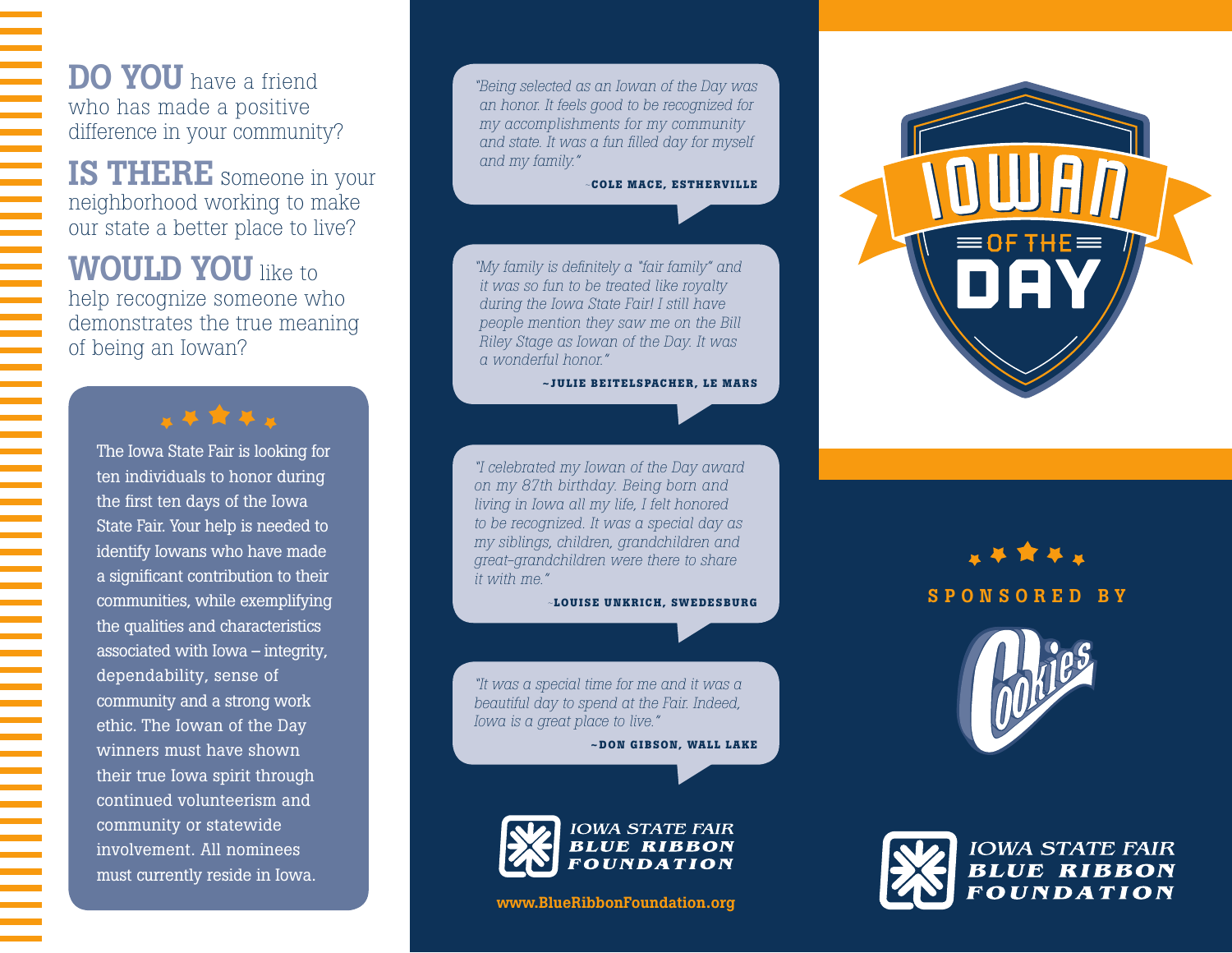**DO YOU** have a friend who has made a positive difference in your community?

**IS THERE** someone in your neighborhood working to make our state a better place to live?

**WOULD YOU** like to help recognize someone who demonstrates the true meaning of being an Iowan?

The Iowa State Fair is looking for ten individuals to honor during the first ten days of the Iowa State Fair. Your help is needed to identify Iowans who have made a significant contribution to their communities, while exemplifying the qualities and characteristics associated with Iowa – integrity, dependability, sense of community and a strong work ethic. The Iowan of the Day winners must have shown their true Iowa spirit through continued volunteerism and community or statewide involvement. All nominees must currently reside in Iowa.

*"Being selected as an Iowan of the Day was an honor. It feels good to be recognized for my accomplishments for my community and state. It was a fun filled day for myself and my family."*

~**COLE MACE, ESTHERVILLE**

*"My family is definitely a "fair family" and it was so fun to be treated like royalty during the Iowa State Fair! I still have people mention they saw me on the Bill Riley Stage as Iowan of the Day. It was a wonderful honor."*

~**JULIE BEITELSPACHER, LE MARS**

*"I celebrated my Iowan of the Day award on my 87th birthday. Being born and living in Iowa all my life, I felt honored to be recognized. It was a special day as my siblings, children, grandchildren and great-grandchildren were there to share it with me."*

~**LOUISE UNKRICH, SWEDESBURG**

*"It was a special time for me and it was a beautiful day to spend at the Fair. Indeed, Iowa is a great place to live."*

~**DON GIBSON, WALL LAKE**

IOWA STATE FAIR BLUE RIBBON FOUNDATION

www.BlueRibbonFoundation.org

# IOWAN OF THE DAY

SPONSORED BY

Cookies

IOWA STATE FAIR BLUE RIBBON FOUNDATION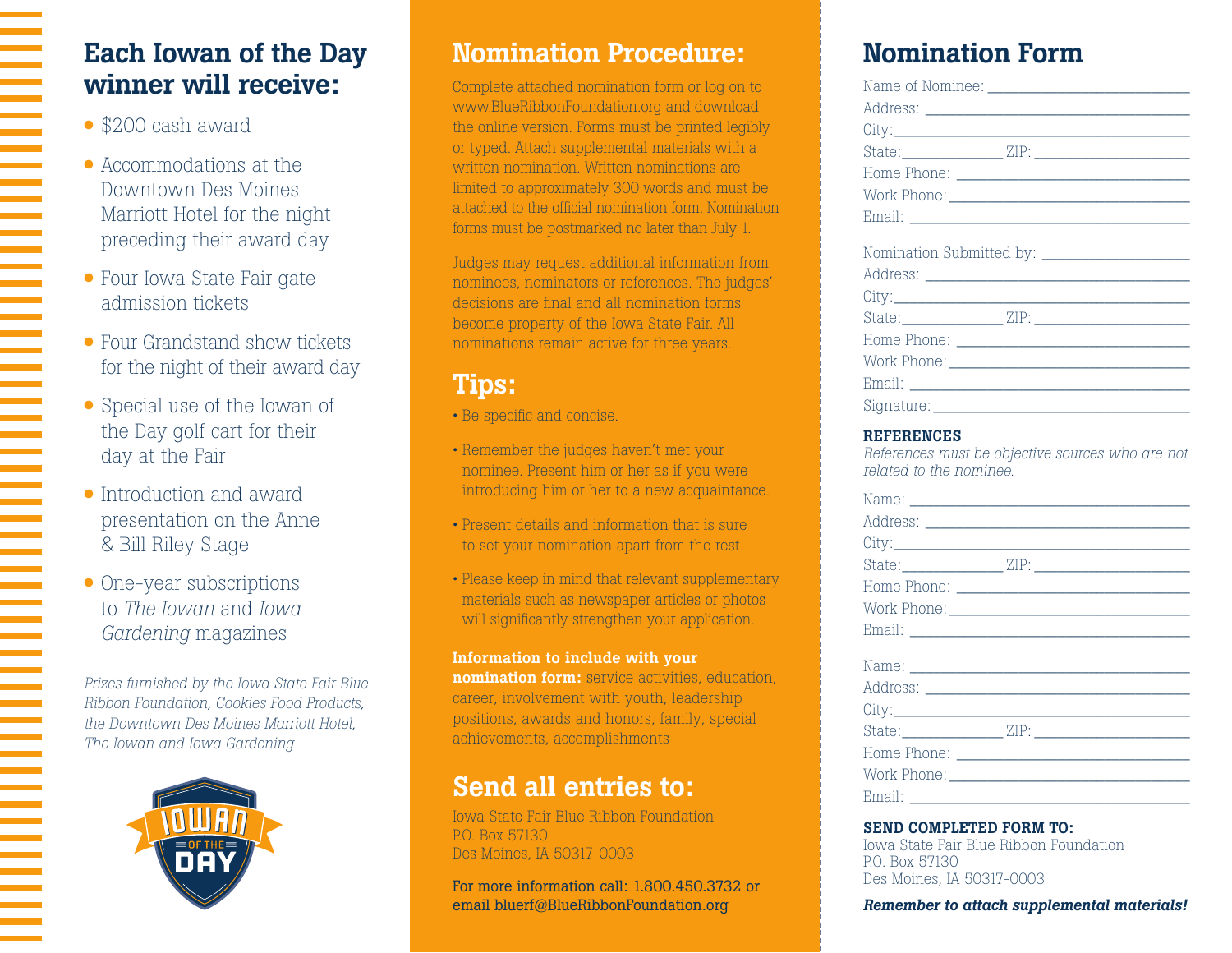## Each Iowan of the Day winner will receive:

- $200 cash award
- Accommodations at the Downtown Des Moines Marriott Hotel for the night preceding their award day
- Four Iowa State Fair gate admission tickets
- Four Grandstand show tickets for the night of their award day
- Special use of the Iowan of the Day golf cart for their day at the Fair
- Introduction and award presentation on the Anne & Bill Riley Stage
- One-year subscriptions to *The Iowan* and *Iowa Gardening* magazines

*Prizes furnished by the Iowa State Fair Blue Ribbon Foundation, Cookies Food Products, the Downtown Des Moines Marriott Hotel, The Iowan and Iowa Gardening*

IOWAN OF THE DAY

## Nomination Procedure:

Complete attached nomination form or log on to www.BlueRibbonFoundation.org and download the online version. Forms must be printed legibly or typed. Attach supplemental materials with a written nomination. Written nominations are limited to approximately 300 words and must be attached to the official nomination form. Nomination forms must be postmarked no later than July 1.

Judges may request additional information from nominees, nominators or references. The judges' decisions are final and all nomination forms become property of the Iowa State Fair. All nominations remain active for three years.

## Tips:

- Be specific and concise.
- Remember the judges haven't met your nominee. Present him or her as if you were introducing him or her to a new acquaintance.
- Present details and information that is sure to set your nomination apart from the rest.
- Please keep in mind that relevant supplementary materials such as newspaper articles or photos will significantly strengthen your application.

**Information to include with your nomination form:** service activities, education, career, involvement with youth, leadership positions, awards and honors, family, special achievements, accomplishments

## Send all entries to:

Iowa State Fair Blue Ribbon Foundation
P.O. Box 57130
Des Moines, IA 50317-0003

For more information call: 1.800.450.3732 or email bluerf@BlueRibbonFoundation.org

## Nomination Form

Name of Nominee: ______________________
Address: ______________________
City: ______________________
State: __________ ZIP: ______________
Home Phone: ______________________
Work Phone: ______________________
Email: ______________________

Nomination Submitted by: ______________________
Address: ______________________
City: ______________________
State: __________ ZIP: ______________
Home Phone: ______________________
Work Phone: ______________________
Email: ______________________
Signature: ______________________

**REFERENCES**

*References must be objective sources who are not related to the nominee.*

Name: ______________________
Address: ______________________
City: ______________________
State: __________ ZIP: ______________
Home Phone: ______________________
Work Phone: ______________________
Email: ______________________

Name: ______________________
Address: ______________________
City: ______________________
State: __________ ZIP: ______________
Home Phone: ______________________
Work Phone: ______________________
Email: ______________________

**SEND COMPLETED FORM TO:**

Iowa State Fair Blue Ribbon Foundation
P.O. Box 57130
Des Moines, IA 50317-0003

***Remember to attach supplemental materials!***